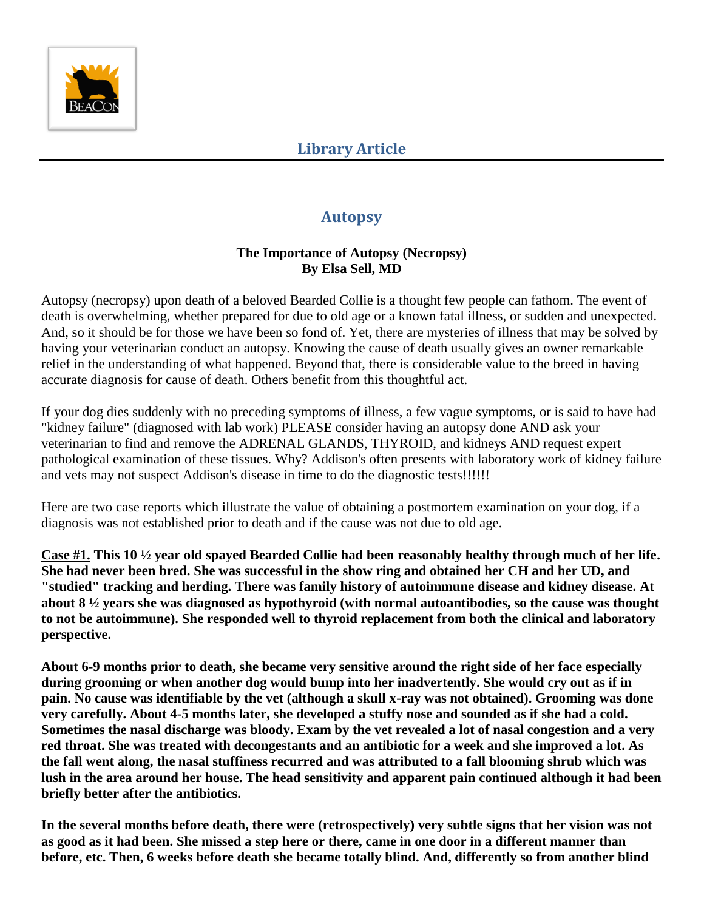## Library Article

# Autopsy

**The Importance of Autopsy (Necropsy)**
**By Elsa Sell, MD**

Autopsy (necropsy) upon death of a beloved Bearded Collie is a thought few people can fathom. The event of death is overwhelming, whether prepared for due to old age or a known fatal illness, or sudden and unexpected. And, so it should be for those we have been so fond of. Yet, there are mysteries of illness that may be solved by having your veterinarian conduct an autopsy. Knowing the cause of death usually gives an owner remarkable relief in the understanding of what happened. Beyond that, there is considerable value to the breed in having accurate diagnosis for cause of death. Others benefit from this thoughtful act.

If your dog dies suddenly with no preceding symptoms of illness, a few vague symptoms, or is said to have had "kidney failure" (diagnosed with lab work) PLEASE consider having an autopsy done AND ask your veterinarian to find and remove the ADRENAL GLANDS, THYROID, and kidneys AND request expert pathological examination of these tissues. Why? Addison's often presents with laboratory work of kidney failure and vets may not suspect Addison's disease in time to do the diagnostic tests!!!!!!

Here are two case reports which illustrate the value of obtaining a postmortem examination on your dog, if a diagnosis was not established prior to death and if the cause was not due to old age.

<u>Case #1.</u> **This 10 ½ year old spayed Bearded Collie had been reasonably healthy through much of her life. She had never been bred. She was successful in the show ring and obtained her CH and her UD, and "studied" tracking and herding. There was family history of autoimmune disease and kidney disease. At about 8 ½ years she was diagnosed as hypothyroid (with normal autoantibodies, so the cause was thought to not be autoimmune). She responded well to thyroid replacement from both the clinical and laboratory perspective.**

**About 6-9 months prior to death, she became very sensitive around the right side of her face especially during grooming or when another dog would bump into her inadvertently. She would cry out as if in pain. No cause was identifiable by the vet (although a skull x-ray was not obtained). Grooming was done very carefully. About 4-5 months later, she developed a stuffy nose and sounded as if she had a cold. Sometimes the nasal discharge was bloody. Exam by the vet revealed a lot of nasal congestion and a very red throat. She was treated with decongestants and an antibiotic for a week and she improved a lot. As the fall went along, the nasal stuffiness recurred and was attributed to a fall blooming shrub which was lush in the area around her house. The head sensitivity and apparent pain continued although it had been briefly better after the antibiotics.**

**In the several months before death, there were (retrospectively) very subtle signs that her vision was not as good as it had been. She missed a step here or there, came in one door in a different manner than before, etc. Then, 6 weeks before death she became totally blind. And, differently so from another blind**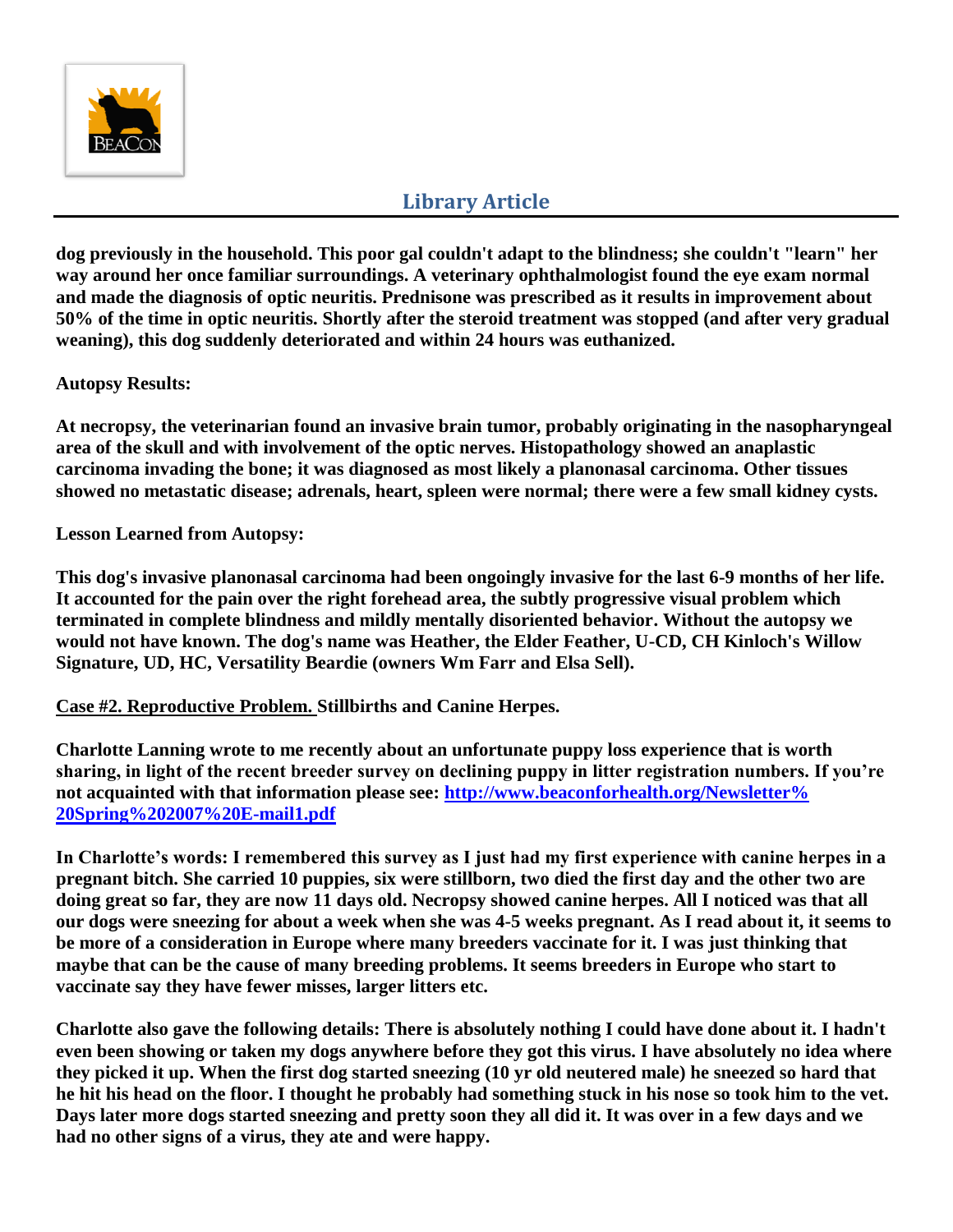**dog previously in the household. This poor gal couldn't adapt to the blindness; she couldn't "learn" her way around her once familiar surroundings. A veterinary ophthalmologist found the eye exam normal and made the diagnosis of optic neuritis. Prednisone was prescribed as it results in improvement about 50% of the time in optic neuritis. Shortly after the steroid treatment was stopped (and after very gradual weaning), this dog suddenly deteriorated and within 24 hours was euthanized.**

**Autopsy Results:**

**At necropsy, the veterinarian found an invasive brain tumor, probably originating in the nasopharyngeal area of the skull and with involvement of the optic nerves. Histopathology showed an anaplastic carcinoma invading the bone; it was diagnosed as most likely a planonasal carcinoma. Other tissues showed no metastatic disease; adrenals, heart, spleen were normal; there were a few small kidney cysts.**

**Lesson Learned from Autopsy:**

**This dog's invasive planonasal carcinoma had been ongoingly invasive for the last 6-9 months of her life. It accounted for the pain over the right forehead area, the subtly progressive visual problem which terminated in complete blindness and mildly mentally disoriented behavior. Without the autopsy we would not have known. The dog's name was Heather, the Elder Feather, U-CD, CH Kinloch's Willow Signature, UD, HC, Versatility Beardie (owners Wm Farr and Elsa Sell).**

**Case #2. Reproductive Problem. Stillbirths and Canine Herpes.**

**Charlotte Lanning wrote to me recently about an unfortunate puppy loss experience that is worth sharing, in light of the recent breeder survey on declining puppy in litter registration numbers. If you're not acquainted with that information please see: [http://www.beaconforhealth.org/Newsletter%20Spring%202007%20E-mail1.pdf](http://www.beaconforhealth.org/Newsletter%20Spring%202007%20E-mail1.pdf)**

**In Charlotte's words: I remembered this survey as I just had my first experience with canine herpes in a pregnant bitch. She carried 10 puppies, six were stillborn, two died the first day and the other two are doing great so far, they are now 11 days old. Necropsy showed canine herpes. All I noticed was that all our dogs were sneezing for about a week when she was 4-5 weeks pregnant. As I read about it, it seems to be more of a consideration in Europe where many breeders vaccinate for it. I was just thinking that maybe that can be the cause of many breeding problems. It seems breeders in Europe who start to vaccinate say they have fewer misses, larger litters etc.**

**Charlotte also gave the following details: There is absolutely nothing I could have done about it. I hadn't even been showing or taken my dogs anywhere before they got this virus. I have absolutely no idea where they picked it up. When the first dog started sneezing (10 yr old neutered male) he sneezed so hard that he hit his head on the floor. I thought he probably had something stuck in his nose so took him to the vet. Days later more dogs started sneezing and pretty soon they all did it. It was over in a few days and we had no other signs of a virus, they ate and were happy.**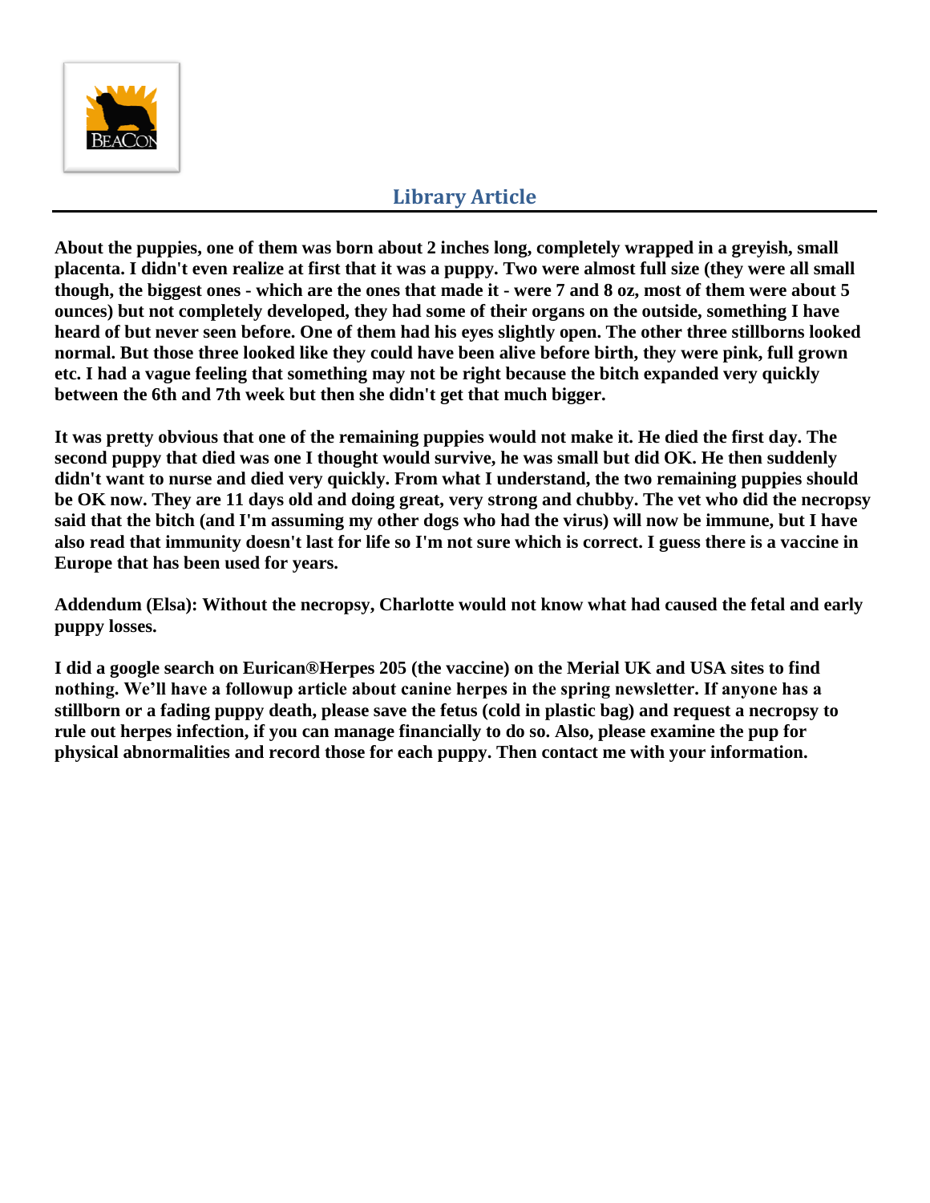## Library Article

**About the puppies, one of them was born about 2 inches long, completely wrapped in a greyish, small placenta. I didn't even realize at first that it was a puppy. Two were almost full size (they were all small though, the biggest ones - which are the ones that made it - were 7 and 8 oz, most of them were about 5 ounces) but not completely developed, they had some of their organs on the outside, something I have heard of but never seen before. One of them had his eyes slightly open. The other three stillborns looked normal. But those three looked like they could have been alive before birth, they were pink, full grown etc. I had a vague feeling that something may not be right because the bitch expanded very quickly between the 6th and 7th week but then she didn't get that much bigger.**

**It was pretty obvious that one of the remaining puppies would not make it. He died the first day. The second puppy that died was one I thought would survive, he was small but did OK. He then suddenly didn't want to nurse and died very quickly. From what I understand, the two remaining puppies should be OK now. They are 11 days old and doing great, very strong and chubby. The vet who did the necropsy said that the bitch (and I'm assuming my other dogs who had the virus) will now be immune, but I have also read that immunity doesn't last for life so I'm not sure which is correct. I guess there is a vaccine in Europe that has been used for years.**

**Addendum (Elsa): Without the necropsy, Charlotte would not know what had caused the fetal and early puppy losses.**

**I did a google search on Eurican®Herpes 205 (the vaccine) on the Merial UK and USA sites to find nothing. We'll have a followup article about canine herpes in the spring newsletter. If anyone has a stillborn or a fading puppy death, please save the fetus (cold in plastic bag) and request a necropsy to rule out herpes infection, if you can manage financially to do so. Also, please examine the pup for physical abnormalities and record those for each puppy. Then contact me with your information.**